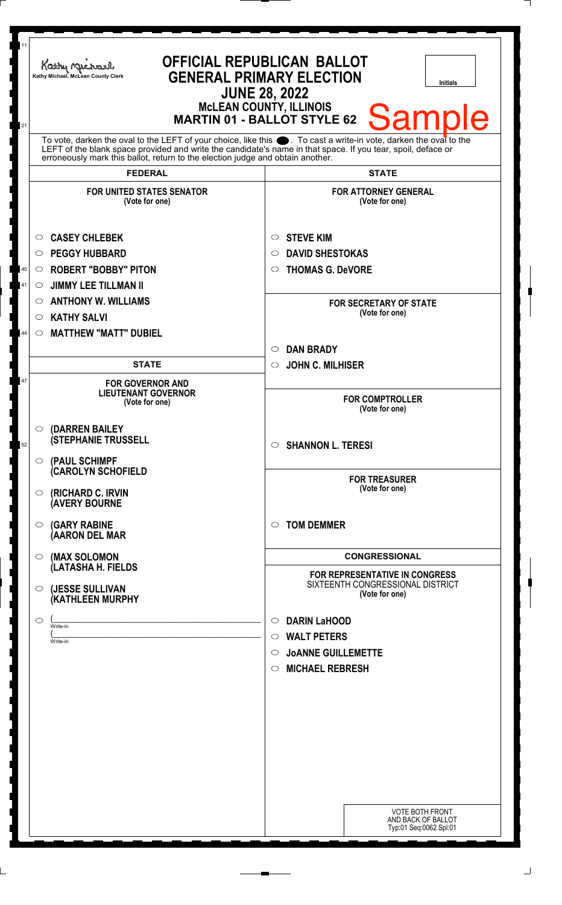Kathy Michael, McLean County Clerk

# OFFICIAL REPUBLICAN BALLOT
## GENERAL PRIMARY ELECTION
### JUNE 28, 2022
### McLEAN COUNTY, ILLINOIS
### MARTIN 01 - BALLOT STYLE 62

Initials

Sample

To vote, darken the oval to the LEFT of your choice, like this ●. To cast a write-in vote, darken the oval to the LEFT of the blank space provided and write the candidate's name in that space. If you tear, spoil, deface or erroneously mark this ballot, return to the election judge and obtain another.

## FEDERAL

**FOR UNITED STATES SENATOR**
(Vote for one)

- ○ CASEY CHLEBEK
- ○ PEGGY HUBBARD
- ○ ROBERT "BOBBY" PITON
- ○ JIMMY LEE TILLMAN II
- ○ ANTHONY W. WILLIAMS
- ○ KATHY SALVI
- ○ MATTHEW "MATT" DUBIEL

## STATE

**FOR GOVERNOR AND LIEUTENANT GOVERNOR**
(Vote for one)

- ○ (DARREN BAILEY (STEPHANIE TRUSSELL
- ○ (PAUL SCHIMPF (CAROLYN SCHOFIELD
- ○ (RICHARD C. IRVIN (AVERY BOURNE
- ○ (GARY RABINE (AARON DEL MAR
- ○ (MAX SOLOMON (LATASHA H. FIELDS
- ○ (JESSE SULLIVAN (KATHLEEN MURPHY
- ○ (\_\_\_\_\_\_\_\_\_\_ Write-in (\_\_\_\_\_\_\_\_\_\_ Write-in

## STATE

**FOR ATTORNEY GENERAL**
(Vote for one)

- ○ STEVE KIM
- ○ DAVID SHESTOKAS
- ○ THOMAS G. DeVORE

**FOR SECRETARY OF STATE**
(Vote for one)

- ○ DAN BRADY
- ○ JOHN C. MILHISER

**FOR COMPTROLLER**
(Vote for one)

- ○ SHANNON L. TERESI

**FOR TREASURER**
(Vote for one)

- ○ TOM DEMMER

## CONGRESSIONAL

**FOR REPRESENTATIVE IN CONGRESS**
SIXTEENTH CONGRESSIONAL DISTRICT
(Vote for one)

- ○ DARIN LaHOOD
- ○ WALT PETERS
- ○ JoANNE GUILLEMETTE
- ○ MICHAEL REBRESH

VOTE BOTH FRONT AND BACK OF BALLOT
Typ:01 Seq:0062 Spl:01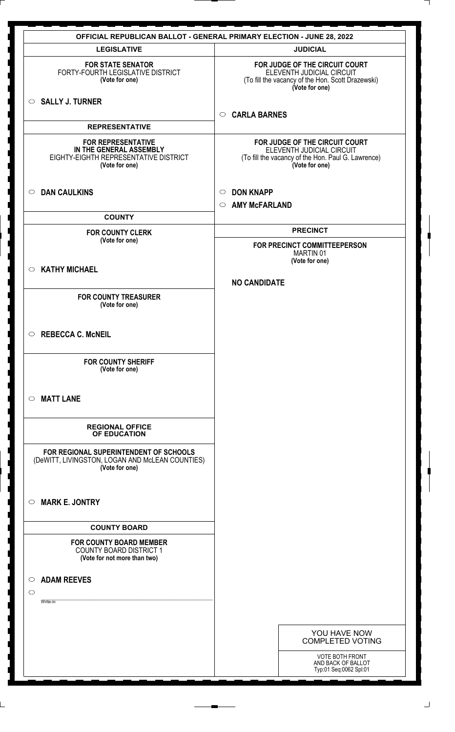# OFFICIAL REPUBLICAN BALLOT - GENERAL PRIMARY ELECTION - JUNE 28, 2022

## LEGISLATIVE

**FOR STATE SENATOR**
FORTY-FOURTH LEGISLATIVE DISTRICT
**(Vote for one)**

○ **SALLY J. TURNER**

## REPRESENTATIVE

**FOR REPRESENTATIVE IN THE GENERAL ASSEMBLY**
EIGHTY-EIGHTH REPRESENTATIVE DISTRICT
**(Vote for one)**

○ **DAN CAULKINS**

## COUNTY

**FOR COUNTY CLERK**
**(Vote for one)**

○ **KATHY MICHAEL**

**FOR COUNTY TREASURER**
**(Vote for one)**

○ **REBECCA C. McNEIL**

**FOR COUNTY SHERIFF**
**(Vote for one)**

○ **MATT LANE**

## REGIONAL OFFICE OF EDUCATION

**FOR REGIONAL SUPERINTENDENT OF SCHOOLS**
(DeWITT, LIVINGSTON, LOGAN AND McLEAN COUNTIES)
**(Vote for one)**

○ **MARK E. JONTRY**

## COUNTY BOARD

**FOR COUNTY BOARD MEMBER**
COUNTY BOARD DISTRICT 1
**(Vote for not more than two)**

○ **ADAM REEVES**

○ ______________________
Write-in

## JUDICIAL

**FOR JUDGE OF THE CIRCUIT COURT**
ELEVENTH JUDICIAL CIRCUIT
(To fill the vacancy of the Hon. Scott Drazewski)
**(Vote for one)**

○ **CARLA BARNES**

**FOR JUDGE OF THE CIRCUIT COURT**
ELEVENTH JUDICIAL CIRCUIT
(To fill the vacancy of the Hon. Paul G. Lawrence)
**(Vote for one)**

○ **DON KNAPP**

○ **AMY McFARLAND**

## PRECINCT

**FOR PRECINCT COMMITTEEPERSON**
MARTIN 01
**(Vote for one)**

**NO CANDIDATE**

YOU HAVE NOW COMPLETED VOTING

VOTE BOTH FRONT AND BACK OF BALLOT
Typ:01 Seq:0062 Spl:01